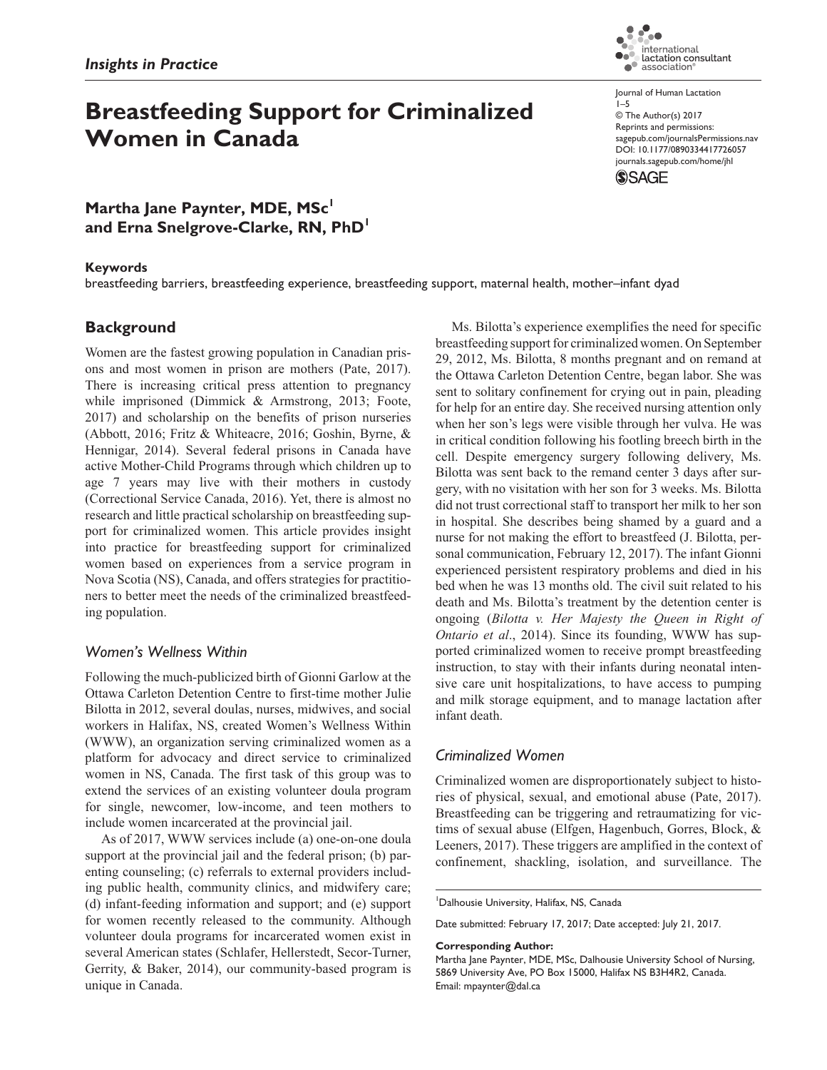*Insights in Practice*

# Breastfeeding Support for Criminalized Women in Canada

**Martha Jane Paynter, MDE, MSc[1] and Erna Snelgrove-Clarke, RN, PhD[1]**

Journal of Human Lactation
1–5
© The Author(s) 2017
Reprints and permissions: sagepub.com/journalsPermissions.nav
DOI: 10.1177/0890334417726057
journals.sagepub.com/home/jhl

**Keywords**

breastfeeding barriers, breastfeeding experience, breastfeeding support, maternal health, mother–infant dyad

## Background

Women are the fastest growing population in Canadian prisons and most women in prison are mothers (Pate, 2017). There is increasing critical press attention to pregnancy while imprisoned (Dimmick & Armstrong, 2013; Foote, 2017) and scholarship on the benefits of prison nurseries (Abbott, 2016; Fritz & Whiteacre, 2016; Goshin, Byrne, & Hennigar, 2014). Several federal prisons in Canada have active Mother-Child Programs through which children up to age 7 years may live with their mothers in custody (Correctional Service Canada, 2016). Yet, there is almost no research and little practical scholarship on breastfeeding support for criminalized women. This article provides insight into practice for breastfeeding support for criminalized women based on experiences from a service program in Nova Scotia (NS), Canada, and offers strategies for practitioners to better meet the needs of the criminalized breastfeeding population.

### *Women's Wellness Within*

Following the much-publicized birth of Gionni Garlow at the Ottawa Carleton Detention Centre to first-time mother Julie Bilotta in 2012, several doulas, nurses, midwives, and social workers in Halifax, NS, created Women's Wellness Within (WWW), an organization serving criminalized women as a platform for advocacy and direct service to criminalized women in NS, Canada. The first task of this group was to extend the services of an existing volunteer doula program for single, newcomer, low-income, and teen mothers to include women incarcerated at the provincial jail.

As of 2017, WWW services include (a) one-on-one doula support at the provincial jail and the federal prison; (b) parenting counseling; (c) referrals to external providers including public health, community clinics, and midwifery care; (d) infant-feeding information and support; and (e) support for women recently released to the community. Although volunteer doula programs for incarcerated women exist in several American states (Schlafer, Hellerstedt, Secor-Turner, Gerrity, & Baker, 2014), our community-based program is unique in Canada.

Ms. Bilotta's experience exemplifies the need for specific breastfeeding support for criminalized women. On September 29, 2012, Ms. Bilotta, 8 months pregnant and on remand at the Ottawa Carleton Detention Centre, began labor. She was sent to solitary confinement for crying out in pain, pleading for help for an entire day. She received nursing attention only when her son's legs were visible through her vulva. He was in critical condition following his footling breech birth in the cell. Despite emergency surgery following delivery, Ms. Bilotta was sent back to the remand center 3 days after surgery, with no visitation with her son for 3 weeks. Ms. Bilotta did not trust correctional staff to transport her milk to her son in hospital. She describes being shamed by a guard and a nurse for not making the effort to breastfeed (J. Bilotta, personal communication, February 12, 2017). The infant Gionni experienced persistent respiratory problems and died in his bed when he was 13 months old. The civil suit related to his death and Ms. Bilotta's treatment by the detention center is ongoing (*Bilotta v. Her Majesty the Queen in Right of Ontario et al*., 2014). Since its founding, WWW has supported criminalized women to receive prompt breastfeeding instruction, to stay with their infants during neonatal intensive care unit hospitalizations, to have access to pumping and milk storage equipment, and to manage lactation after infant death.

### *Criminalized Women*

Criminalized women are disproportionately subject to histories of physical, sexual, and emotional abuse (Pate, 2017). Breastfeeding can be triggering and retraumatizing for victims of sexual abuse (Elfgen, Hagenbuch, Gorres, Block, & Leeners, 2017). These triggers are amplified in the context of confinement, shackling, isolation, and surveillance. The

[1]Dalhousie University, Halifax, NS, Canada

Date submitted: February 17, 2017; Date accepted: July 21, 2017.

**Corresponding Author:**
Martha Jane Paynter, MDE, MSc, Dalhousie University School of Nursing, 5869 University Ave, PO Box 15000, Halifax NS B3H4R2, Canada.
Email: mpaynter@dal.ca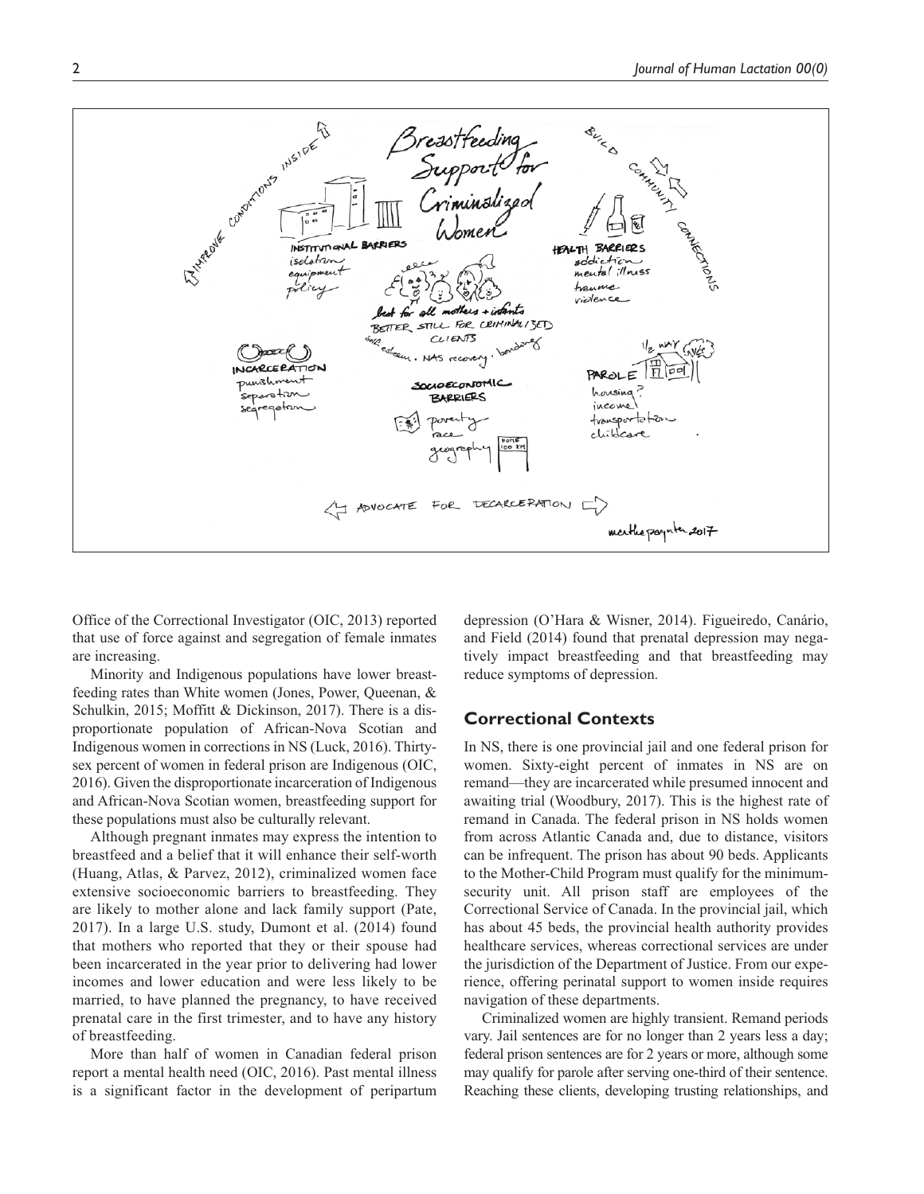Office of the Correctional Investigator (OIC, 2013) reported that use of force against and segregation of female inmates are increasing.

Minority and Indigenous populations have lower breastfeeding rates than White women (Jones, Power, Queenan, & Schulkin, 2015; Moffitt & Dickinson, 2017). There is a disproportionate population of African-Nova Scotian and Indigenous women in corrections in NS (Luck, 2016). Thirty-sex percent of women in federal prison are Indigenous (OIC, 2016). Given the disproportionate incarceration of Indigenous and African-Nova Scotian women, breastfeeding support for these populations must also be culturally relevant.

Although pregnant inmates may express the intention to breastfeed and a belief that it will enhance their self-worth (Huang, Atlas, & Parvez, 2012), criminalized women face extensive socioeconomic barriers to breastfeeding. They are likely to mother alone and lack family support (Pate, 2017). In a large U.S. study, Dumont et al. (2014) found that mothers who reported that they or their spouse had been incarcerated in the year prior to delivering had lower incomes and lower education and were less likely to be married, to have planned the pregnancy, to have received prenatal care in the first trimester, and to have any history of breastfeeding.

More than half of women in Canadian federal prison report a mental health need (OIC, 2016). Past mental illness is a significant factor in the development of peripartum depression (O'Hara & Wisner, 2014). Figueiredo, Canário, and Field (2014) found that prenatal depression may negatively impact breastfeeding and that breastfeeding may reduce symptoms of depression.

## Correctional Contexts

In NS, there is one provincial jail and one federal prison for women. Sixty-eight percent of inmates in NS are on remand—they are incarcerated while presumed innocent and awaiting trial (Woodbury, 2017). This is the highest rate of remand in Canada. The federal prison in NS holds women from across Atlantic Canada and, due to distance, visitors can be infrequent. The prison has about 90 beds. Applicants to the Mother-Child Program must qualify for the minimum-security unit. All prison staff are employees of the Correctional Service of Canada. In the provincial jail, which has about 45 beds, the provincial health authority provides healthcare services, whereas correctional services are under the jurisdiction of the Department of Justice. From our experience, offering perinatal support to women inside requires navigation of these departments.

Criminalized women are highly transient. Remand periods vary. Jail sentences are for no longer than 2 years less a day; federal prison sentences are for 2 years or more, although some may qualify for parole after serving one-third of their sentence. Reaching these clients, developing trusting relationships, and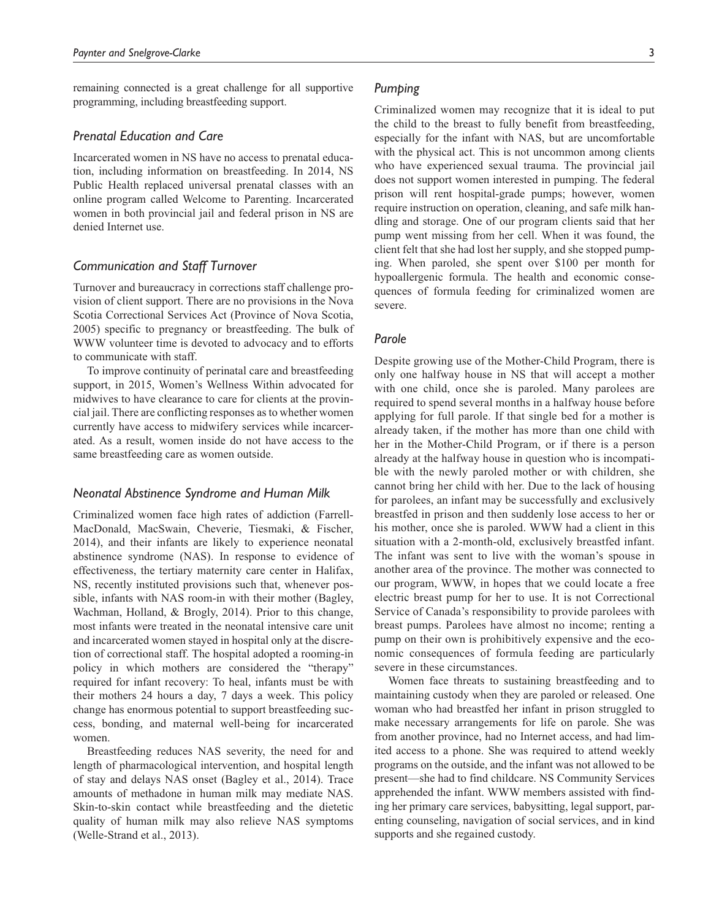remaining connected is a great challenge for all supportive programming, including breastfeeding support.

### *Prenatal Education and Care*

Incarcerated women in NS have no access to prenatal education, including information on breastfeeding. In 2014, NS Public Health replaced universal prenatal classes with an online program called Welcome to Parenting. Incarcerated women in both provincial jail and federal prison in NS are denied Internet use.

### *Communication and Staff Turnover*

Turnover and bureaucracy in corrections staff challenge provision of client support. There are no provisions in the Nova Scotia Correctional Services Act (Province of Nova Scotia, 2005) specific to pregnancy or breastfeeding. The bulk of WWW volunteer time is devoted to advocacy and to efforts to communicate with staff.

To improve continuity of perinatal care and breastfeeding support, in 2015, Women's Wellness Within advocated for midwives to have clearance to care for clients at the provincial jail. There are conflicting responses as to whether women currently have access to midwifery services while incarcerated. As a result, women inside do not have access to the same breastfeeding care as women outside.

### *Neonatal Abstinence Syndrome and Human Milk*

Criminalized women face high rates of addiction (Farrell-MacDonald, MacSwain, Cheverie, Tiesmaki, & Fischer, 2014), and their infants are likely to experience neonatal abstinence syndrome (NAS). In response to evidence of effectiveness, the tertiary maternity care center in Halifax, NS, recently instituted provisions such that, whenever possible, infants with NAS room-in with their mother (Bagley, Wachman, Holland, & Brogly, 2014). Prior to this change, most infants were treated in the neonatal intensive care unit and incarcerated women stayed in hospital only at the discretion of correctional staff. The hospital adopted a rooming-in policy in which mothers are considered the "therapy" required for infant recovery: To heal, infants must be with their mothers 24 hours a day, 7 days a week. This policy change has enormous potential to support breastfeeding success, bonding, and maternal well-being for incarcerated women.

Breastfeeding reduces NAS severity, the need for and length of pharmacological intervention, and hospital length of stay and delays NAS onset (Bagley et al., 2014). Trace amounts of methadone in human milk may mediate NAS. Skin-to-skin contact while breastfeeding and the dietetic quality of human milk may also relieve NAS symptoms (Welle-Strand et al., 2013).

### *Pumping*

Criminalized women may recognize that it is ideal to put the child to the breast to fully benefit from breastfeeding, especially for the infant with NAS, but are uncomfortable with the physical act. This is not uncommon among clients who have experienced sexual trauma. The provincial jail does not support women interested in pumping. The federal prison will rent hospital-grade pumps; however, women require instruction on operation, cleaning, and safe milk handling and storage. One of our program clients said that her pump went missing from her cell. When it was found, the client felt that she had lost her supply, and she stopped pumping. When paroled, she spent over $100 per month for hypoallergenic formula. The health and economic consequences of formula feeding for criminalized women are severe.

### *Parole*

Despite growing use of the Mother-Child Program, there is only one halfway house in NS that will accept a mother with one child, once she is paroled. Many parolees are required to spend several months in a halfway house before applying for full parole. If that single bed for a mother is already taken, if the mother has more than one child with her in the Mother-Child Program, or if there is a person already at the halfway house in question who is incompatible with the newly paroled mother or with children, she cannot bring her child with her. Due to the lack of housing for parolees, an infant may be successfully and exclusively breastfed in prison and then suddenly lose access to her or his mother, once she is paroled. WWW had a client in this situation with a 2-month-old, exclusively breastfed infant. The infant was sent to live with the woman's spouse in another area of the province. The mother was connected to our program, WWW, in hopes that we could locate a free electric breast pump for her to use. It is not Correctional Service of Canada's responsibility to provide parolees with breast pumps. Parolees have almost no income; renting a pump on their own is prohibitively expensive and the economic consequences of formula feeding are particularly severe in these circumstances.

Women face threats to sustaining breastfeeding and to maintaining custody when they are paroled or released. One woman who had breastfed her infant in prison struggled to make necessary arrangements for life on parole. She was from another province, had no Internet access, and had limited access to a phone. She was required to attend weekly programs on the outside, and the infant was not allowed to be present—she had to find childcare. NS Community Services apprehended the infant. WWW members assisted with finding her primary care services, babysitting, legal support, parenting counseling, navigation of social services, and in kind supports and she regained custody.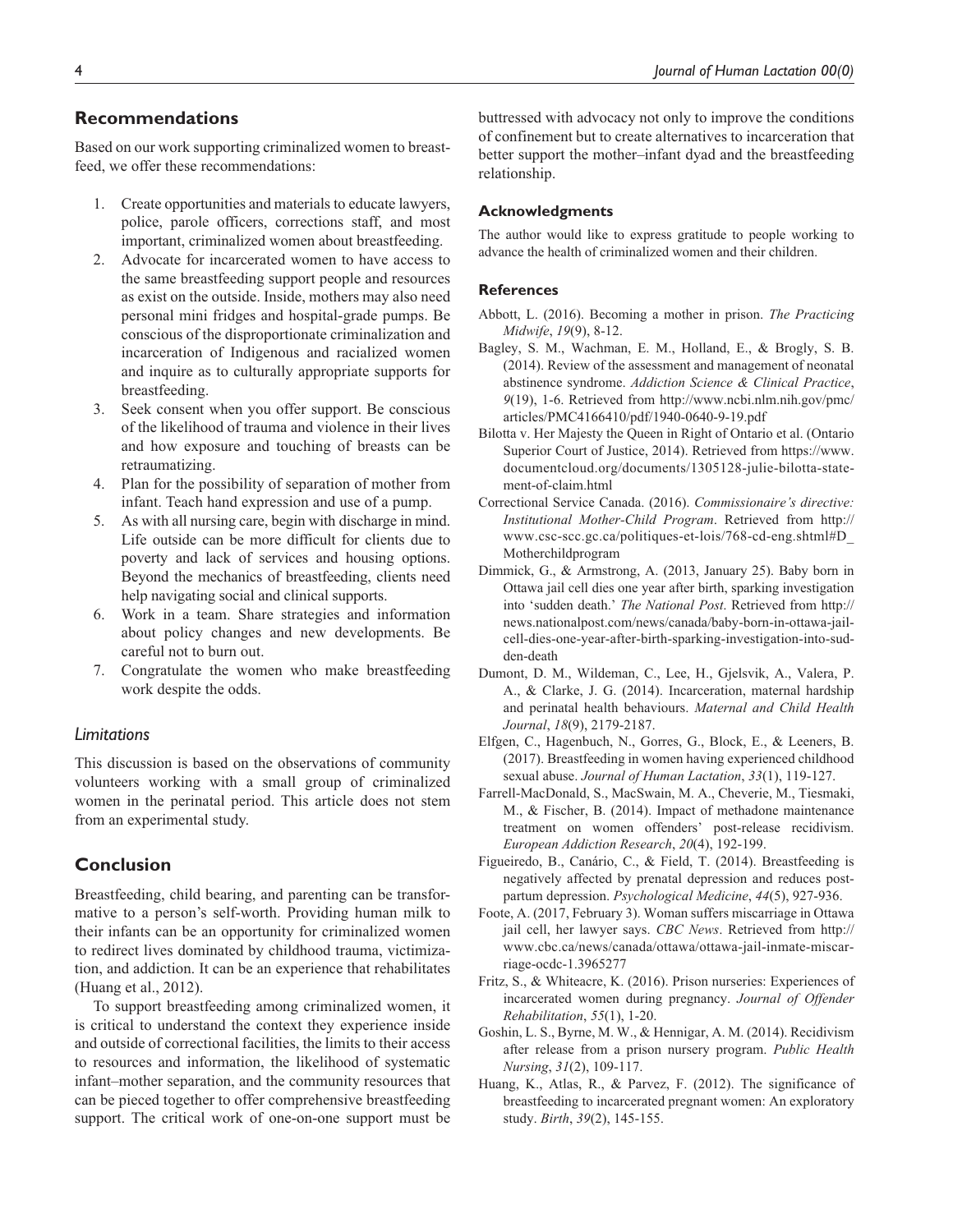## Recommendations

Based on our work supporting criminalized women to breastfeed, we offer these recommendations:

1. Create opportunities and materials to educate lawyers, police, parole officers, corrections staff, and most important, criminalized women about breastfeeding.
2. Advocate for incarcerated women to have access to the same breastfeeding support people and resources as exist on the outside. Inside, mothers may also need personal mini fridges and hospital-grade pumps. Be conscious of the disproportionate criminalization and incarceration of Indigenous and racialized women and inquire as to culturally appropriate supports for breastfeeding.
3. Seek consent when you offer support. Be conscious of the likelihood of trauma and violence in their lives and how exposure and touching of breasts can be retraumatizing.
4. Plan for the possibility of separation of mother from infant. Teach hand expression and use of a pump.
5. As with all nursing care, begin with discharge in mind. Life outside can be more difficult for clients due to poverty and lack of services and housing options. Beyond the mechanics of breastfeeding, clients need help navigating social and clinical supports.
6. Work in a team. Share strategies and information about policy changes and new developments. Be careful not to burn out.
7. Congratulate the women who make breastfeeding work despite the odds.

### *Limitations*

This discussion is based on the observations of community volunteers working with a small group of criminalized women in the perinatal period. This article does not stem from an experimental study.

## Conclusion

Breastfeeding, child bearing, and parenting can be transformative to a person's self-worth. Providing human milk to their infants can be an opportunity for criminalized women to redirect lives dominated by childhood trauma, victimization, and addiction. It can be an experience that rehabilitates (Huang et al., 2012).

To support breastfeeding among criminalized women, it is critical to understand the context they experience inside and outside of correctional facilities, the limits to their access to resources and information, the likelihood of systematic infant–mother separation, and the community resources that can be pieced together to offer comprehensive breastfeeding support. The critical work of one-on-one support must be buttressed with advocacy not only to improve the conditions of confinement but to create alternatives to incarceration that better support the mother–infant dyad and the breastfeeding relationship.

### Acknowledgments

The author would like to express gratitude to people working to advance the health of criminalized women and their children.

### References

Abbott, L. (2016). Becoming a mother in prison. *The Practicing Midwife*, *19*(9), 8-12.

Bagley, S. M., Wachman, E. M., Holland, E., & Brogly, S. B. (2014). Review of the assessment and management of neonatal abstinence syndrome. *Addiction Science & Clinical Practice*, *9*(19), 1-6. Retrieved from http://www.ncbi.nlm.nih.gov/pmc/articles/PMC4166410/pdf/1940-0640-9-19.pdf

Bilotta v. Her Majesty the Queen in Right of Ontario et al. (Ontario Superior Court of Justice, 2014). Retrieved from https://www.documentcloud.org/documents/1305128-julie-bilotta-statement-of-claim.html

Correctional Service Canada. (2016). *Commissionaire's directive: Institutional Mother-Child Program*. Retrieved from http://www.csc-scc.gc.ca/politiques-et-lois/768-cd-eng.shtml#D_Motherchildprogram

Dimmick, G., & Armstrong, A. (2013, January 25). Baby born in Ottawa jail cell dies one year after birth, sparking investigation into 'sudden death.' *The National Post*. Retrieved from http://news.nationalpost.com/news/canada/baby-born-in-ottawa-jail-cell-dies-one-year-after-birth-sparking-investigation-into-sudden-death

Dumont, D. M., Wildeman, C., Lee, H., Gjelsvik, A., Valera, P. A., & Clarke, J. G. (2014). Incarceration, maternal hardship and perinatal health behaviours. *Maternal and Child Health Journal*, *18*(9), 2179-2187.

Elfgen, C., Hagenbuch, N., Gorres, G., Block, E., & Leeners, B. (2017). Breastfeeding in women having experienced childhood sexual abuse. *Journal of Human Lactation*, *33*(1), 119-127.

Farrell-MacDonald, S., MacSwain, M. A., Cheverie, M., Tiesmaki, M., & Fischer, B. (2014). Impact of methadone maintenance treatment on women offenders' post-release recidivism. *European Addiction Research*, *20*(4), 192-199.

Figueiredo, B., Canário, C., & Field, T. (2014). Breastfeeding is negatively affected by prenatal depression and reduces postpartum depression. *Psychological Medicine*, *44*(5), 927-936.

Foote, A. (2017, February 3). Woman suffers miscarriage in Ottawa jail cell, her lawyer says. *CBC News*. Retrieved from http://www.cbc.ca/news/canada/ottawa/ottawa-jail-inmate-miscarriage-ocdc-1.3965277

Fritz, S., & Whiteacre, K. (2016). Prison nurseries: Experiences of incarcerated women during pregnancy. *Journal of Offender Rehabilitation*, *55*(1), 1-20.

Goshin, L. S., Byrne, M. W., & Hennigar, A. M. (2014). Recidivism after release from a prison nursery program. *Public Health Nursing*, *31*(2), 109-117.

Huang, K., Atlas, R., & Parvez, F. (2012). The significance of breastfeeding to incarcerated pregnant women: An exploratory study. *Birth*, *39*(2), 145-155.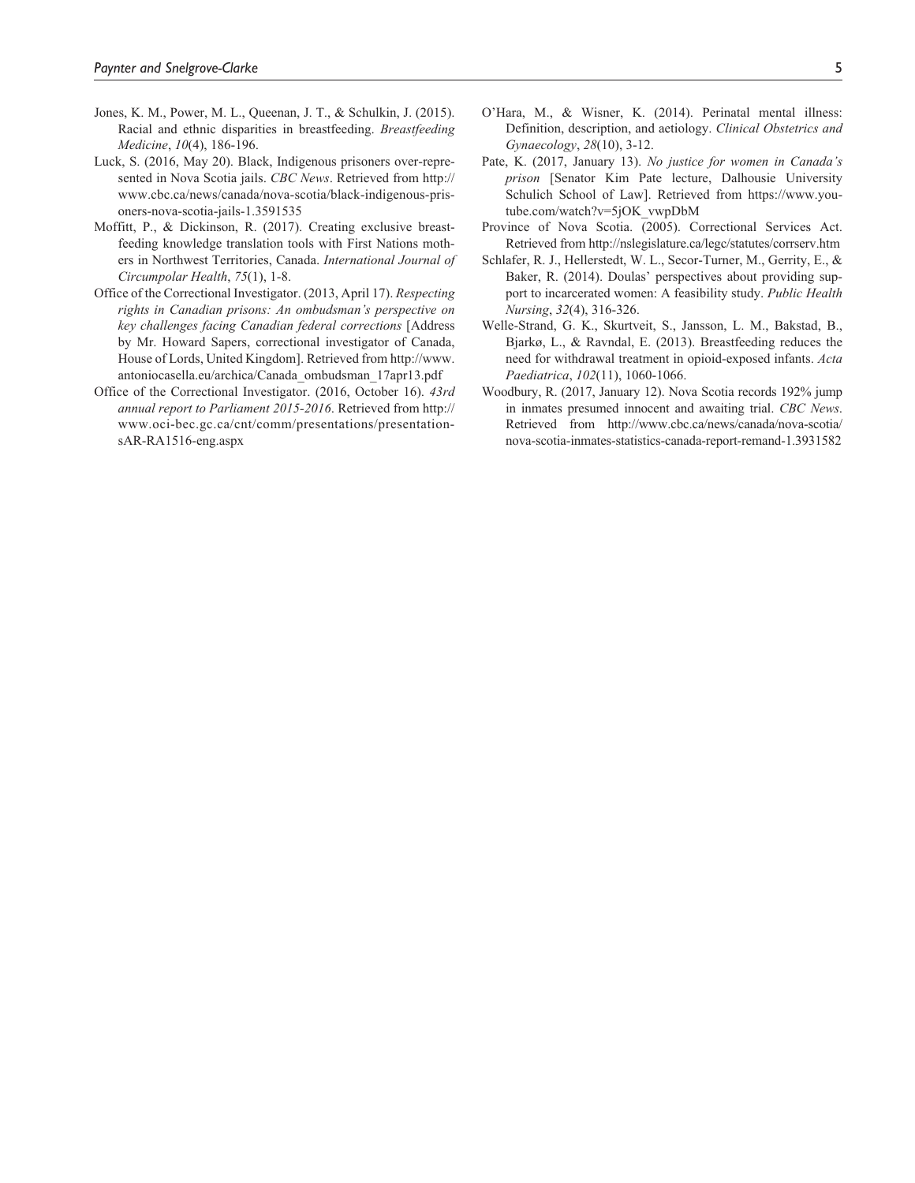Jones, K. M., Power, M. L., Queenan, J. T., & Schulkin, J. (2015). Racial and ethnic disparities in breastfeeding. *Breastfeeding Medicine*, *10*(4), 186-196.

Luck, S. (2016, May 20). Black, Indigenous prisoners over-represented in Nova Scotia jails. *CBC News*. Retrieved from http://www.cbc.ca/news/canada/nova-scotia/black-indigenous-prisoners-nova-scotia-jails-1.3591535

Moffitt, P., & Dickinson, R. (2017). Creating exclusive breastfeeding knowledge translation tools with First Nations mothers in Northwest Territories, Canada. *International Journal of Circumpolar Health*, *75*(1), 1-8.

Office of the Correctional Investigator. (2013, April 17). *Respecting rights in Canadian prisons: An ombudsman's perspective on key challenges facing Canadian federal corrections* [Address by Mr. Howard Sapers, correctional investigator of Canada, House of Lords, United Kingdom]. Retrieved from http://www.antoniocasella.eu/archica/Canada_ombudsman_17apr13.pdf

Office of the Correctional Investigator. (2016, October 16). *43rd annual report to Parliament 2015-2016*. Retrieved from http://www.oci-bec.gc.ca/cnt/comm/presentations/presentationsAR-RA1516-eng.aspx

O'Hara, M., & Wisner, K. (2014). Perinatal mental illness: Definition, description, and aetiology. *Clinical Obstetrics and Gynaecology*, *28*(10), 3-12.

Pate, K. (2017, January 13). *No justice for women in Canada's prison* [Senator Kim Pate lecture, Dalhousie University Schulich School of Law]. Retrieved from https://www.youtube.com/watch?v=5jOK_vwpDbM

Province of Nova Scotia. (2005). Correctional Services Act. Retrieved from http://nslegislature.ca/legc/statutes/corrserv.htm

Schlafer, R. J., Hellerstedt, W. L., Secor-Turner, M., Gerrity, E., & Baker, R. (2014). Doulas' perspectives about providing support to incarcerated women: A feasibility study. *Public Health Nursing*, *32*(4), 316-326.

Welle-Strand, G. K., Skurtveit, S., Jansson, L. M., Bakstad, B., Bjarkø, L., & Ravndal, E. (2013). Breastfeeding reduces the need for withdrawal treatment in opioid-exposed infants. *Acta Paediatrica*, *102*(11), 1060-1066.

Woodbury, R. (2017, January 12). Nova Scotia records 192% jump in inmates presumed innocent and awaiting trial. *CBC News*. Retrieved from http://www.cbc.ca/news/canada/nova-scotia/nova-scotia-inmates-statistics-canada-report-remand-1.3931582